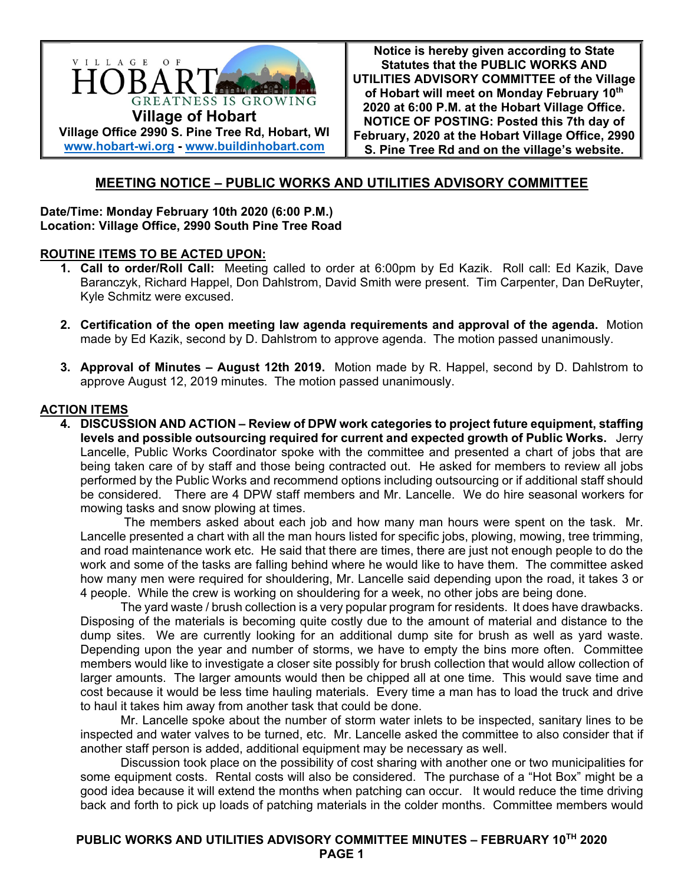VILLAGE OF HOBART
GREATNESS IS GROWING

**Village of Hobart**
**Village Office 2990 S. Pine Tree Rd, Hobart, WI**
**www.hobart-wi.org - www.buildinhobart.com**

**Notice is hereby given according to State Statutes that the PUBLIC WORKS AND UTILITIES ADVISORY COMMITTEE of the Village of Hobart will meet on Monday February 10th 2020 at 6:00 P.M. at the Hobart Village Office. NOTICE OF POSTING: Posted this 7th day of February, 2020 at the Hobart Village Office, 2990 S. Pine Tree Rd and on the village's website.**

## MEETING NOTICE – PUBLIC WORKS AND UTILITIES ADVISORY COMMITTEE

**Date/Time: Monday February 10th 2020 (6:00 P.M.)**
**Location: Village Office, 2990 South Pine Tree Road**

### ROUTINE ITEMS TO BE ACTED UPON:

1. **Call to order/Roll Call:** Meeting called to order at 6:00pm by Ed Kazik. Roll call: Ed Kazik, Dave Baranczyk, Richard Happel, Don Dahlstrom, David Smith were present. Tim Carpenter, Dan DeRuyter, Kyle Schmitz were excused.

2. **Certification of the open meeting law agenda requirements and approval of the agenda.** Motion made by Ed Kazik, second by D. Dahlstrom to approve agenda. The motion passed unanimously.

3. **Approval of Minutes – August 12th 2019.** Motion made by R. Happel, second by D. Dahlstrom to approve August 12, 2019 minutes. The motion passed unanimously.

### ACTION ITEMS

4. **DISCUSSION AND ACTION – Review of DPW work categories to project future equipment, staffing levels and possible outsourcing required for current and expected growth of Public Works.** Jerry Lancelle, Public Works Coordinator spoke with the committee and presented a chart of jobs that are being taken care of by staff and those being contracted out. He asked for members to review all jobs performed by the Public Works and recommend options including outsourcing or if additional staff should be considered. There are 4 DPW staff members and Mr. Lancelle. We do hire seasonal workers for mowing tasks and snow plowing at times.

   The members asked about each job and how many man hours were spent on the task. Mr. Lancelle presented a chart with all the man hours listed for specific jobs, plowing, mowing, tree trimming, and road maintenance work etc. He said that there are times, there are just not enough people to do the work and some of the tasks are falling behind where he would like to have them. The committee asked how many men were required for shouldering, Mr. Lancelle said depending upon the road, it takes 3 or 4 people. While the crew is working on shouldering for a week, no other jobs are being done.

   The yard waste / brush collection is a very popular program for residents. It does have drawbacks. Disposing of the materials is becoming quite costly due to the amount of material and distance to the dump sites. We are currently looking for an additional dump site for brush as well as yard waste. Depending upon the year and number of storms, we have to empty the bins more often. Committee members would like to investigate a closer site possibly for brush collection that would allow collection of larger amounts. The larger amounts would then be chipped all at one time. This would save time and cost because it would be less time hauling materials. Every time a man has to load the truck and drive to haul it takes him away from another task that could be done.

   Mr. Lancelle spoke about the number of storm water inlets to be inspected, sanitary lines to be inspected and water valves to be turned, etc. Mr. Lancelle asked the committee to also consider that if another staff person is added, additional equipment may be necessary as well.

   Discussion took place on the possibility of cost sharing with another one or two municipalities for some equipment costs. Rental costs will also be considered. The purchase of a "Hot Box" might be a good idea because it will extend the months when patching can occur. It would reduce the time driving back and forth to pick up loads of patching materials in the colder months. Committee members would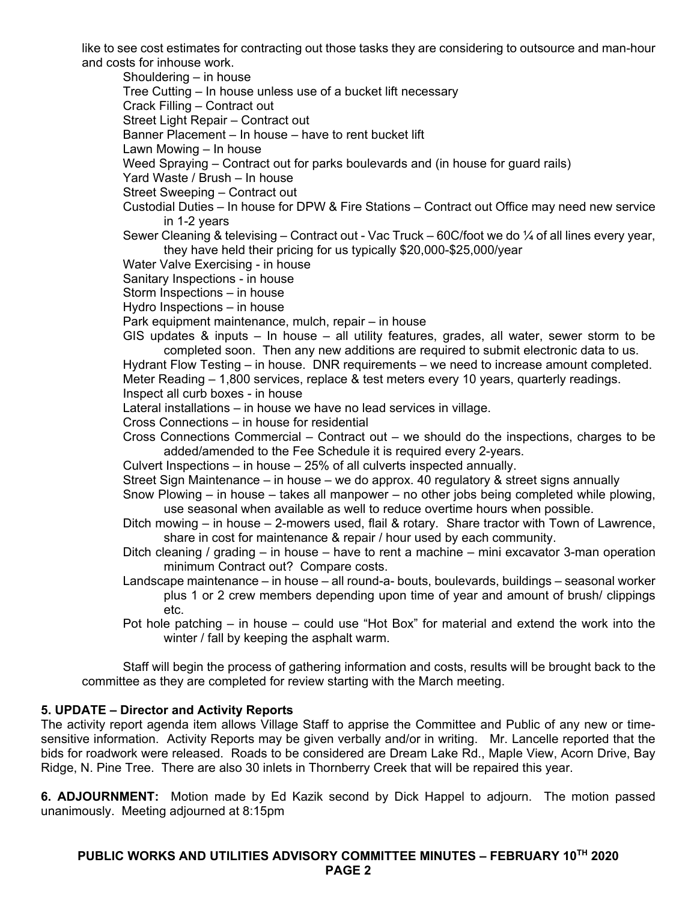like to see cost estimates for contracting out those tasks they are considering to outsource and man-hour and costs for inhouse work.

- Shouldering – in house
- Tree Cutting – In house unless use of a bucket lift necessary
- Crack Filling – Contract out
- Street Light Repair – Contract out
- Banner Placement – In house – have to rent bucket lift
- Lawn Mowing – In house
- Weed Spraying – Contract out for parks boulevards and (in house for guard rails)
- Yard Waste / Brush – In house
- Street Sweeping – Contract out
- Custodial Duties – In house for DPW & Fire Stations – Contract out Office may need new service in 1-2 years
- Sewer Cleaning & televising – Contract out - Vac Truck – 60C/foot we do ¼ of all lines every year, they have held their pricing for us typically $20,000-$25,000/year
- Water Valve Exercising - in house
- Sanitary Inspections - in house
- Storm Inspections – in house
- Hydro Inspections – in house
- Park equipment maintenance, mulch, repair – in house
- GIS updates & inputs – In house – all utility features, grades, all water, sewer storm to be completed soon. Then any new additions are required to submit electronic data to us.
- Hydrant Flow Testing – in house. DNR requirements – we need to increase amount completed.
- Meter Reading – 1,800 services, replace & test meters every 10 years, quarterly readings.
- Inspect all curb boxes - in house
- Lateral installations – in house we have no lead services in village.
- Cross Connections – in house for residential
- Cross Connections Commercial – Contract out – we should do the inspections, charges to be added/amended to the Fee Schedule it is required every 2-years.
- Culvert Inspections – in house – 25% of all culverts inspected annually.
- Street Sign Maintenance – in house – we do approx. 40 regulatory & street signs annually
- Snow Plowing – in house – takes all manpower – no other jobs being completed while plowing, use seasonal when available as well to reduce overtime hours when possible.
- Ditch mowing – in house – 2-mowers used, flail & rotary. Share tractor with Town of Lawrence, share in cost for maintenance & repair / hour used by each community.
- Ditch cleaning / grading – in house – have to rent a machine – mini excavator 3-man operation minimum Contract out? Compare costs.
- Landscape maintenance – in house – all round-a- bouts, boulevards, buildings – seasonal worker plus 1 or 2 crew members depending upon time of year and amount of brush/ clippings etc.
- Pot hole patching – in house – could use "Hot Box" for material and extend the work into the winter / fall by keeping the asphalt warm.

Staff will begin the process of gathering information and costs, results will be brought back to the committee as they are completed for review starting with the March meeting.

**5. UPDATE – Director and Activity Reports**

The activity report agenda item allows Village Staff to apprise the Committee and Public of any new or time-sensitive information. Activity Reports may be given verbally and/or in writing. Mr. Lancelle reported that the bids for roadwork were released. Roads to be considered are Dream Lake Rd., Maple View, Acorn Drive, Bay Ridge, N. Pine Tree. There are also 30 inlets in Thornberry Creek that will be repaired this year.

**6. ADJOURNMENT:** Motion made by Ed Kazik second by Dick Happel to adjourn. The motion passed unanimously. Meeting adjourned at 8:15pm